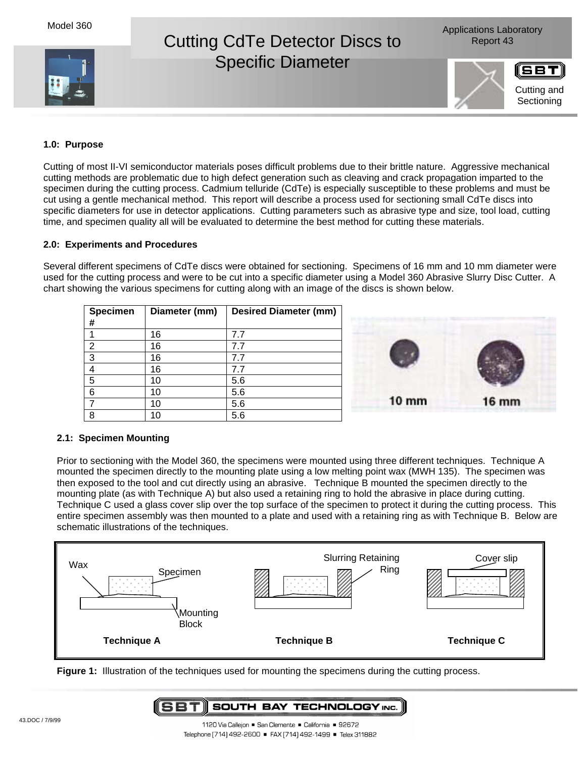# Cutting CdTe Detector Discs to Specific Diameter

Model 360

Applications Laboratory Report 43

Cutting and Sectioning

### 1.0: Purpose

Cutting of most II-VI semiconductor materials poses difficult problems due to their brittle nature. Aggressive mechanical cutting methods are problematic due to high defect generation such as cleaving and crack propagation imparted to the specimen during the cutting process. Cadmium telluride (CdTe) is especially susceptible to these problems and must be cut using a gentle mechanical method. This report will describe a process used for sectioning small CdTe discs into specific diameters for use in detector applications. Cutting parameters such as abrasive type and size, tool load, cutting time, and specimen quality all will be evaluated to determine the best method for cutting these materials.

### 2.0: Experiments and Procedures

Several different specimens of CdTe discs were obtained for sectioning. Specimens of 16 mm and 10 mm diameter were used for the cutting process and were to be cut into a specific diameter using a Model 360 Abrasive Slurry Disc Cutter. A chart showing the various specimens for cutting along with an image of the discs is shown below.

| Specimen # | Diameter (mm) | Desired Diameter (mm) |
|---|---|---|
| 1 | 16 | 7.7 |
| 2 | 16 | 7.7 |
| 3 | 16 | 7.7 |
| 4 | 16 | 7.7 |
| 5 | 10 | 5.6 |
| 6 | 10 | 5.6 |
| 7 | 10 | 5.6 |
| 8 | 10 | 5.6 |

10 mm 16 mm

#### 2.1: Specimen Mounting

Prior to sectioning with the Model 360, the specimens were mounted using three different techniques. Technique A mounted the specimen directly to the mounting plate using a low melting point wax (MWH 135). The specimen was then exposed to the tool and cut directly using an abrasive. Technique B mounted the specimen directly to the mounting plate (as with Technique A) but also used a retaining ring to hold the abrasive in place during cutting. Technique C used a glass cover slip over the top surface of the specimen to protect it during the cutting process. This entire specimen assembly was then mounted to a plate and used with a retaining ring as with Technique B. Below are schematic illustrations of the techniques.

Wax | Specimen | Mounting Block | Slurring Retaining Ring | Cover slip

Technique A | Technique B | Technique C

**Figure 1:** Illustration of the techniques used for mounting the specimens during the cutting process.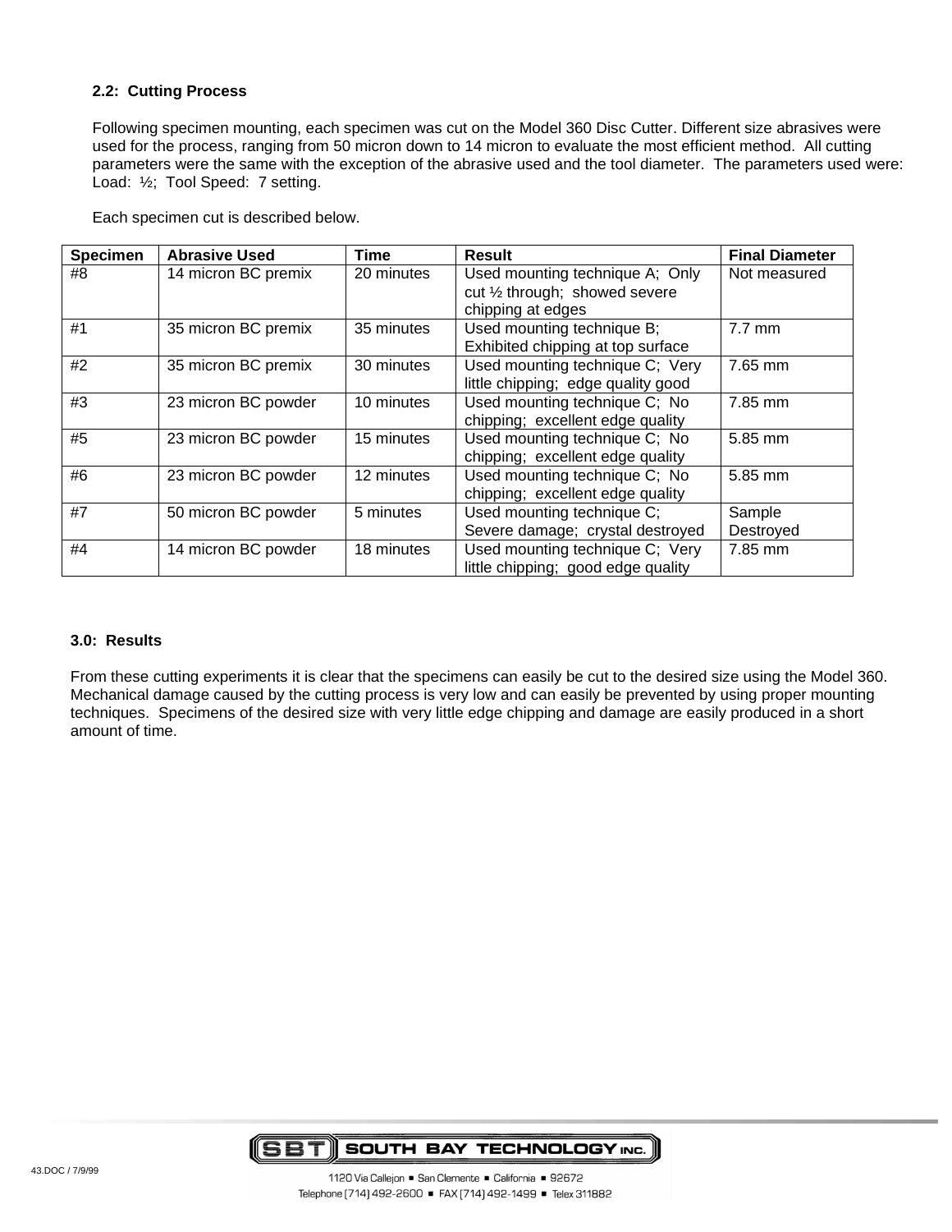### 2.2: Cutting Process

Following specimen mounting, each specimen was cut on the Model 360 Disc Cutter. Different size abrasives were used for the process, ranging from 50 micron down to 14 micron to evaluate the most efficient method. All cutting parameters were the same with the exception of the abrasive used and the tool diameter. The parameters used were: Load: ½; Tool Speed: 7 setting.

Each specimen cut is described below.

| Specimen | Abrasive Used | Time | Result | Final Diameter |
|---|---|---|---|---|
| #8 | 14 micron BC premix | 20 minutes | Used mounting technique A; Only cut ½ through; showed severe chipping at edges | Not measured |
| #1 | 35 micron BC premix | 35 minutes | Used mounting technique B; Exhibited chipping at top surface | 7.7 mm |
| #2 | 35 micron BC premix | 30 minutes | Used mounting technique C; Very little chipping; edge quality good | 7.65 mm |
| #3 | 23 micron BC powder | 10 minutes | Used mounting technique C; No chipping; excellent edge quality | 7.85 mm |
| #5 | 23 micron BC powder | 15 minutes | Used mounting technique C; No chipping; excellent edge quality | 5.85 mm |
| #6 | 23 micron BC powder | 12 minutes | Used mounting technique C; No chipping; excellent edge quality | 5.85 mm |
| #7 | 50 micron BC powder | 5 minutes | Used mounting technique C; Severe damage; crystal destroyed | Sample Destroyed |
| #4 | 14 micron BC powder | 18 minutes | Used mounting technique C; Very little chipping; good edge quality | 7.85 mm |

## 3.0: Results

From these cutting experiments it is clear that the specimens can easily be cut to the desired size using the Model 360. Mechanical damage caused by the cutting process is very low and can easily be prevented by using proper mounting techniques. Specimens of the desired size with very little edge chipping and damage are easily produced in a short amount of time.